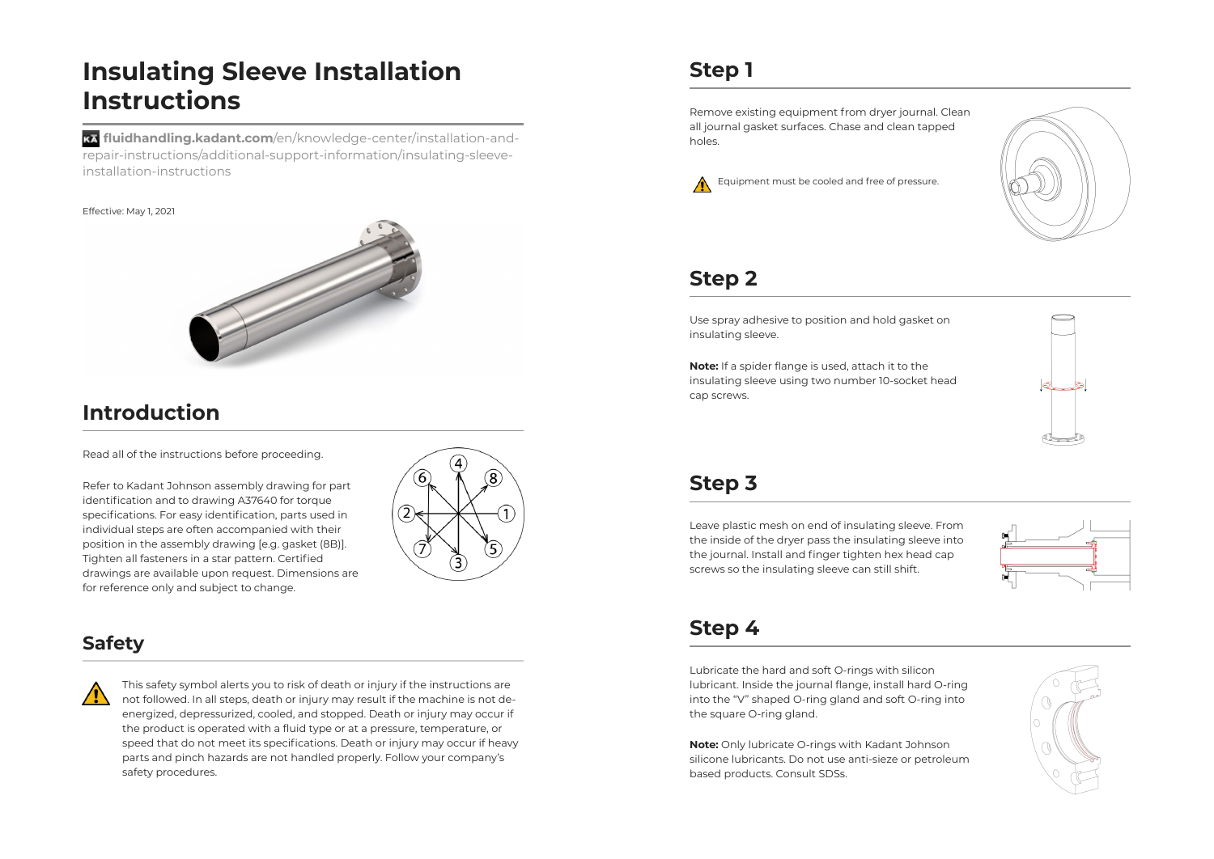# Insulating Sleeve Installation Instructions

**fluidhandling.kadant.com**/en/knowledge-center/installation-and-repair-instructions/additional-support-information/insulating-sleeve-installation-instructions

Effective: May 1, 2021

## Introduction

Read all of the instructions before proceeding.

Refer to Kadant Johnson assembly drawing for part identification and to drawing A37640 for torque specifications. For easy identification, parts used in individual steps are often accompanied with their position in the assembly drawing [e.g. gasket (8B)]. Tighten all fasteners in a star pattern. Certified drawings are available upon request. Dimensions are for reference only and subject to change.

## Safety

This safety symbol alerts you to risk of death or injury if the instructions are not followed. In all steps, death or injury may result if the machine is not de-energized, depressurized, cooled, and stopped. Death or injury may occur if the product is operated with a fluid type or at a pressure, temperature, or speed that do not meet its specifications. Death or injury may occur if heavy parts and pinch hazards are not handled properly. Follow your company's safety procedures.

## Step 1

Remove existing equipment from dryer journal. Clean all journal gasket surfaces. Chase and clean tapped holes.

Equipment must be cooled and free of pressure.

## Step 2

Use spray adhesive to position and hold gasket on insulating sleeve.

**Note:** If a spider flange is used, attach it to the insulating sleeve using two number 10-socket head cap screws.

## Step 3

Leave plastic mesh on end of insulating sleeve. From the inside of the dryer pass the insulating sleeve into the journal. Install and finger tighten hex head cap screws so the insulating sleeve can still shift.

## Step 4

Lubricate the hard and soft O-rings with silicon lubricant. Inside the journal flange, install hard O-ring into the "V" shaped O-ring gland and soft O-ring into the square O-ring gland.

**Note:** Only lubricate O-rings with Kadant Johnson silicone lubricants. Do not use anti-sieze or petroleum based products. Consult SDSs.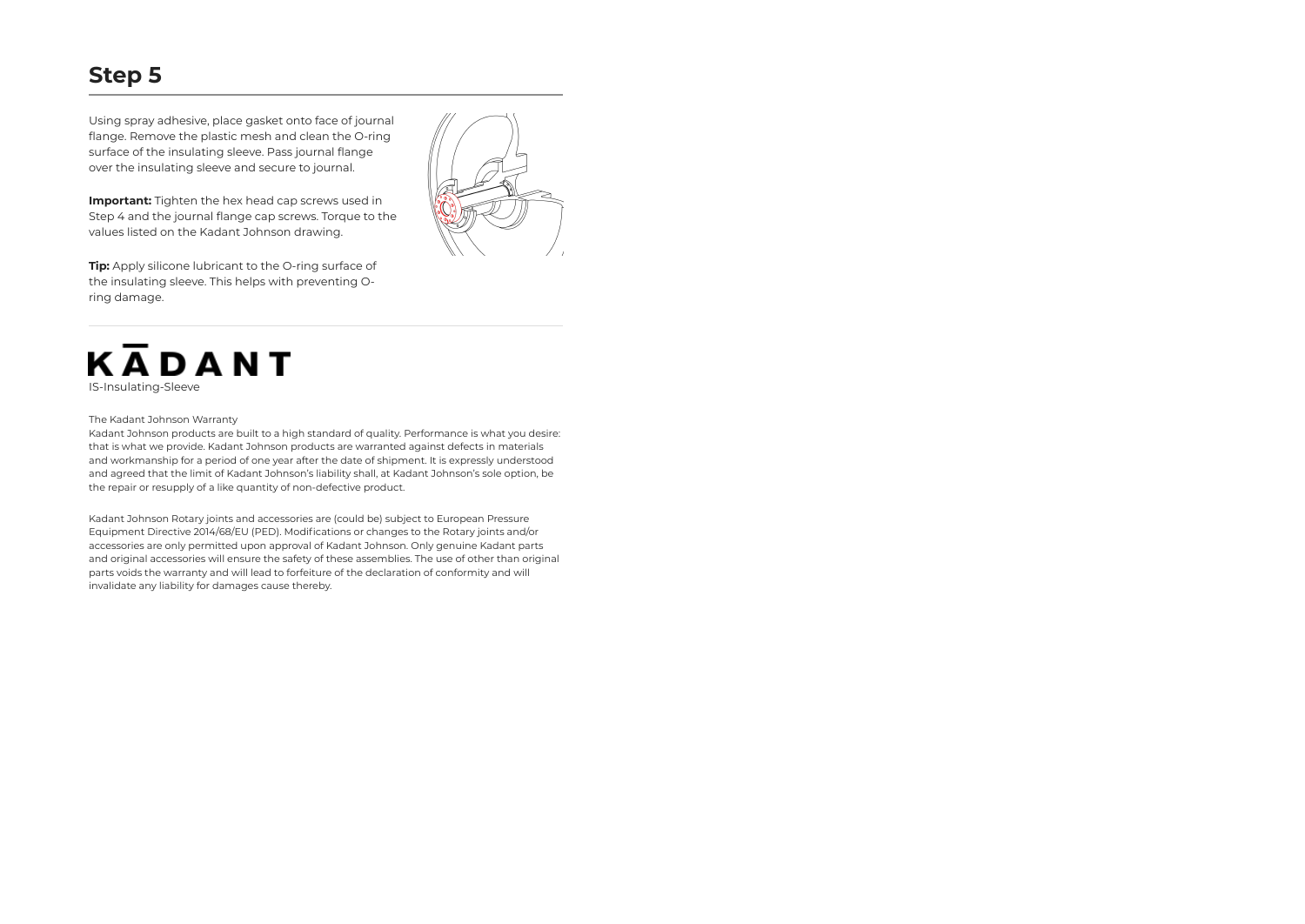## Step 5

Using spray adhesive, place gasket onto face of journal flange. Remove the plastic mesh and clean the O-ring surface of the insulating sleeve. Pass journal flange over the insulating sleeve and secure to journal.

**Important:** Tighten the hex head cap screws used in Step 4 and the journal flange cap screws. Torque to the values listed on the Kadant Johnson drawing.

**Tip:** Apply silicone lubricant to the O-ring surface of the insulating sleeve. This helps with preventing O-ring damage.

KADANT

IS-Insulating-Sleeve

The Kadant Johnson Warranty

Kadant Johnson products are built to a high standard of quality. Performance is what you desire: that is what we provide. Kadant Johnson products are warranted against defects in materials and workmanship for a period of one year after the date of shipment. It is expressly understood and agreed that the limit of Kadant Johnson's liability shall, at Kadant Johnson's sole option, be the repair or resupply of a like quantity of non-defective product.

Kadant Johnson Rotary joints and accessories are (could be) subject to European Pressure Equipment Directive 2014/68/EU (PED). Modifications or changes to the Rotary joints and/or accessories are only permitted upon approval of Kadant Johnson. Only genuine Kadant parts and original accessories will ensure the safety of these assemblies. The use of other than original parts voids the warranty and will lead to forfeiture of the declaration of conformity and will invalidate any liability for damages cause thereby.